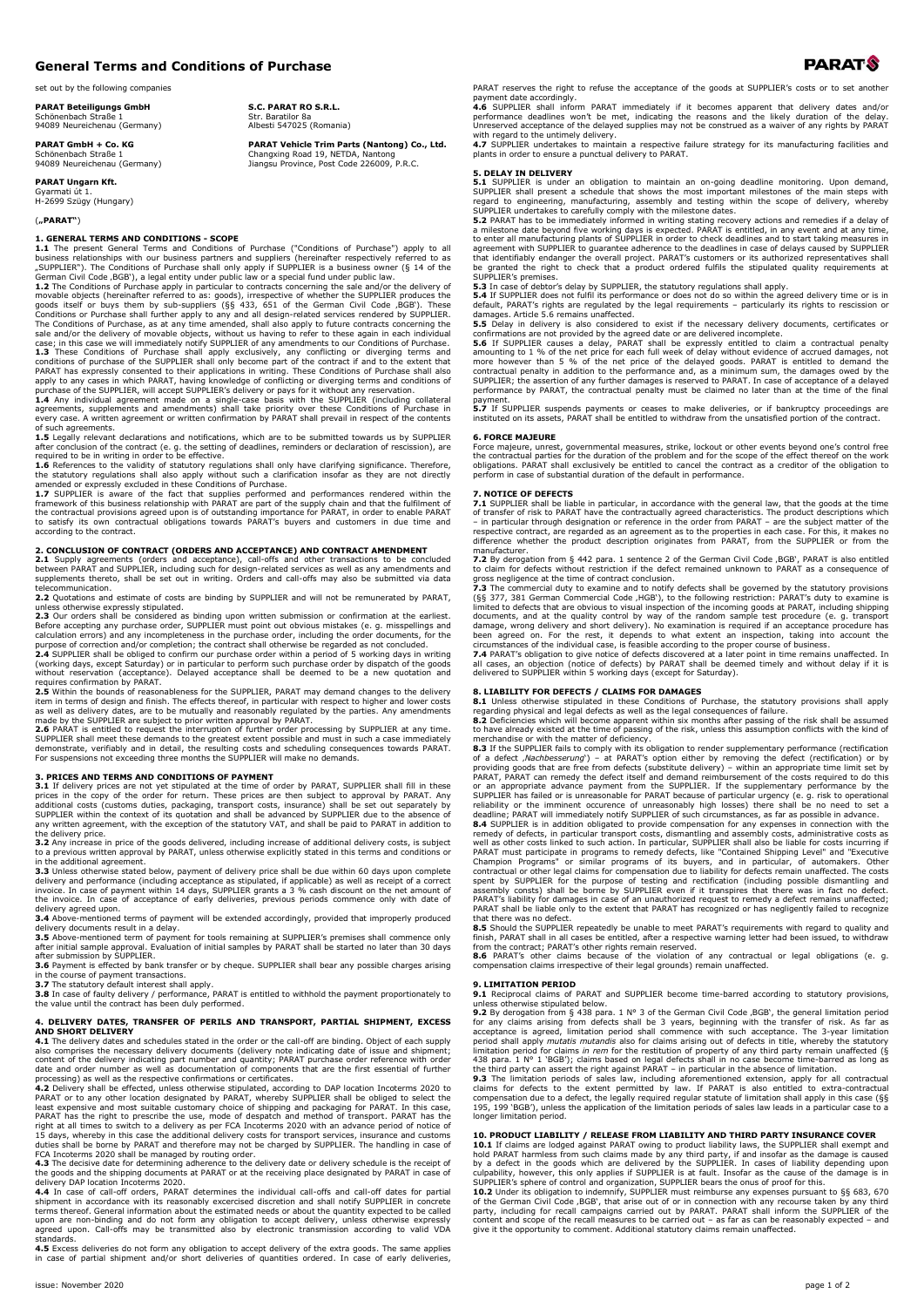# General Terms and Conditions of Purchase

set out by the following companies

**PARAT Beteiligungs GmbH**
Schönenbach Straße 1
94089 Neureichenau (Germany)

**S.C. PARAT RO S.R.L.**
Str. Baratilor 8a
Albesti 547025 (Romania)

**PARAT GmbH + Co. KG**
Schönenbach Straße 1
94089 Neureichenau (Germany)

**PARAT Vehicle Trim Parts (Nantong) Co., Ltd.**
Changxing Road 19, NETDA, Nantong
Jiangsu Province, Post Code 226009, P.R.C.

**PARAT Ungarn Kft.**
Gyarmati út 1.
H-2699 Szügy (Hungary)

(**„PARAT"**)

## 1. GENERAL TERMS AND CONDITIONS - SCOPE

**1.1** The present General Terms and Conditions of Purchase ("Conditions of Purchase") apply to all business relationships with our business partners and suppliers (hereinafter respectively referred to as „SUPPLIER"). The Conditions of Purchase shall only apply if SUPPLIER is a business owner (§ 14 of the German Civil Code ‚BGB'), a legal entity under public law or a special fund under public law.

**1.2** The Conditions of Purchase apply in particular to contracts concerning the sale and/or the delivery of movable objects (hereinafter referred to as: goods), irrespective of whether the SUPPLIER produces the goods itself or buys them by sub-suppliers (§§ 433, 651 of the German Civil Code ‚BGB'). These Conditions or Purchase shall further apply to any and all design-related services rendered by SUPPLIER. The Conditions of Purchase, as at any time amended, shall also apply to future contracts concerning the sale and/or the delivery of movable objects, without us having to refer to these again in each individual case; in this case we will immediately notify SUPPLIER of any amendments to our Conditions of Purchase.

**1.3** These Conditions of Purchase shall apply exclusively, any conflicting or diverging terms and conditions of purchase of the SUPPLIER shall only become part of the contract if and to the extent that PARAT has expressly consented to their applications in writing. These Conditions of Purchase shall also apply to any cases in which PARAT, having knowledge of conflicting or diverging terms and conditions of purchase of the SUPPLIER, will accept SUPPLIER's delivery or pays for it without any reservation.

**1.4** Any individual agreement made on a single-case basis with the SUPPLIER (including collateral agreements, supplements and amendments) shall take priority over these Conditions of Purchase in every case. A written agreement or written confirmation by PARAT shall prevail in respect of the contents of such agreements.

**1.5** Legally relevant declarations and notifications, which are to be submitted towards us by SUPPLIER after conclusion of the contract (e. g. the setting of deadlines, reminders or declaration of rescission), are required to be in writing in order to be effective.

**1.6** References to the validity of statutory regulations shall only have clarifying significance. Therefore, the statutory regulations shall also apply without such a clarification insofar as they are not directly amended or expressly excluded in these Conditions of Purchase.

**1.7** SUPPLIER is aware of the fact that supplies performed and performances rendered within the framework of this business relationship with PARAT are part of the supply chain and that the fulfilment of the contractual provisions agreed upon is of outstanding importance for PARAT, in order to enable PARAT to satisfy its own contractual obligations towards PARAT's buyers and customers in due time and according to the contract.

## 2. CONCLUSION OF CONTRACT (ORDERS AND ACCEPTANCE) AND CONTRACT AMENDMENT

**2.1** Supply agreements (orders and acceptance), call-offs and other transactions to be concluded between PARAT and SUPPLIER, including such for design-related services as well as any amendments and supplements thereto, shall be set out in writing. Orders and call-offs may also be submitted via data telecommunication.

**2.2** Quotations and estimate of costs are binding by SUPPLIER and will not be remunerated by PARAT, unless otherwise expressly stipulated.

**2.3** Our orders shall be considered as binding upon written submission or confirmation at the earliest. Before accepting any purchase order, SUPPLIER must point out obvious mistakes (e. g. misspellings and calculation errors) and any incompleteness in the purchase order, including the order documents, for the purpose of correction and/or completion; the contract shall otherwise be regarded as not concluded.

**2.4** SUPPLIER shall be obliged to confirm our purchase order within a period of 5 working days in writing (working days, except Saturday) or in particular to perform such purchase order by dispatch of the goods without reservation (acceptance). Delayed acceptance shall be deemed to be a new quotation and requires confirmation by PARAT.

**2.5** Within the bounds of reasonableness for the SUPPLIER, PARAT may demand changes to the delivery item in terms of design and finish. The effects thereof, in particular with respect to higher and lower costs as well as delivery dates, are to be mutually and reasonably regulated by the parties. Any amendments made by the SUPPLIER are subject to prior written approval by PARAT.

**2.6** PARAT is entitled to request the interruption of further order processing by SUPPLIER at any time. SUPPLIER shall meet these demands to the greatest extent possible and must in such a case immediately demonstrate, verifiably and in detail, the resulting costs and scheduling consequences towards PARAT. For suspensions not exceeding three months the SUPPLIER will make no demands.

## 3. PRICES AND TERMS AND CONDITIONS OF PAYMENT

**3.1** If delivery prices are not yet stipulated at the time of order by PARAT, SUPPLIER shall fill in these prices in the copy of the order for return. These prices are then subject to approval by PARAT. Any additional costs (customs duties, packaging, transport costs, insurance) shall be set out separately by SUPPLIER within the context of its quotation and shall be advanced by SUPPLIER due to the absence of any written agreement, with the exception of the statutory VAT, and shall be paid to PARAT in addition to the delivery price.

**3.2** Any increase in price of the goods delivered, including increase of additional delivery costs, is subject to a previous written approval by PARAT, unless otherwise explicitly stated in this terms and conditions or in the additional agreement.

**3.3** Unless otherwise stated below, payment of delivery price shall be due within 60 days upon complete delivery and performance (including acceptance as stipulated, if applicable) as well as receipt of a correct invoice. In case of payment within 14 days, SUPPLIER grants a 3 % cash discount on the net amount of the invoice. In case of acceptance of early deliveries, previous periods commence only with date of delivery agreed upon.

**3.4** Above-mentioned terms of payment will be extended accordingly, provided that improperly produced delivery documents result in a delay.

**3.5** Above-mentioned term of payment for tools remaining at SUPPLIER's premises shall commence only after initial sample approval. Evaluation of initial samples by PARAT shall be started no later than 30 days after submission by SUPPLIER.

**3.6** Payment is effected by bank transfer or by cheque. SUPPLIER shall bear any possible charges arising in the course of payment transactions.

**3.7** The statutory default interest shall apply.

**3.8** In case of faulty delivery / performance, PARAT is entitled to withhold the payment proportionately to the value until the contract has been duly performed.

## 4. DELIVERY DATES, TRANSFER OF PERILS AND TRANSPORT, PARTIAL SHIPMENT, EXCESS AND SHORT DELIVERY

**4.1** The delivery dates and schedules stated in the order or the call-off are binding. Object of each supply also comprises the necessary delivery documents (delivery note indicating date of issue and shipment; content of the delivery indicating part number and quantity; PARAT purchase order reference with order date and order number as well as documentation of components that are the first essential of further processing) as well as the respective confirmations or certificates.

**4.2** Delivery shall be effected, unless otherwise stipulated, according to DAP location Incoterms 2020 to PARAT or to any other location designated by PARAT, whereby SUPPLIER shall be obliged to select the least expensive and most suitable customary choice of shipping and packaging for PARAT. In this case, PARAT has the right to prescribe the use, mode of despatch and method of transport. PARAT has the right at all times to switch to a delivery as per FCA Incoterms 2020 with an advance period of notice of 15 days, whereby in this case the additional delivery costs for transport services, insurance and customs duties shall be borne by PARAT and therefore may not be charged by SUPPLIER. The handling in case of FCA Incoterms 2020 shall be managed by routing order.

**4.3** The decisive date for determining adherence to the delivery date or delivery schedule is the receipt of the goods and the shipping documents at PARAT or at the receiving place designated by PARAT in case of delivery DAP location Incoterms 2020.

**4.4** In case of call-off orders, PARAT determines the individual call-offs and call-off dates for partial shipment in accordance with its reasonably exercised discretion and shall notify SUPPLIER in concrete terms thereof. General information about the estimated needs or about the quantity expected to be called upon are non-binding and do not form any obligation to accept delivery, unless otherwise expressly agreed upon. Call-offs may be transmitted also by electronic transmission according to valid VDA standards.

**4.5** Excess deliveries do not form any obligation to accept delivery of the extra goods. The same applies in case of partial shipment and/or short deliveries of quantities ordered. In case of early deliveries, PARAT reserves the right to refuse the acceptance of the goods at SUPPLIER's costs or to set another payment date accordingly.

**4.6** SUPPLIER shall inform PARAT immediately if it becomes apparent that delivery dates and/or performance deadlines won't be met, indicating the reasons and the likely duration of the delay. Unreserved acceptance of the delayed supplies may not be construed as a waiver of any rights by PARAT with regard to the untimely delivery.

**4.7** SUPPLIER undertakes to maintain a respective failure strategy for its manufacturing facilities and plants in order to ensure a punctual delivery to PARAT.

## 5. DELAY IN DELIVERY

**5.1** SUPPLIER is under an obligation to maintain an on-going deadline monitoring. Upon demand, SUPPLIER shall present a schedule that shows the most important milestones of the main steps with regard to engineering, manufacturing, assembly and testing within the scope of delivery, whereby SUPPLIER undertakes to carefully comply with the milestone dates.

**5.2** PARAT has to be immediately informed in writing stating recovery actions and remedies if a delay of a milestone date beyond five working days is expected. PARAT is entitled, in any event and at any time, to enter all manufacturing plants of SUPPLIER in order to check deadlines and to start taking measures in agreement with SUPPLIER to guarantee adherence to the deadlines in case of delays caused by SUPPLIER that identifiably endanger the overall project. PARAT's customers or its authorized representatives shall be granted the right to check that a product ordered fulfils the stipulated quality requirements at SUPPLIER's premises.

**5.3** In case of debtor's delay by SUPPLIER, the statutory regulations shall apply.

**5.4** If SUPPLIER does not fulfil its performance or does not do so within the agreed delivery time or is in default, PARAT's rights are regulated by the legal requirements – particularly its rights to rescission or damages. Article 5.6 remains unaffected.

**5.5** Delay in delivery is also considered to exist if the necessary delivery documents, certificates or confirmations are not provided by the agreed date or are delivered incomplete.

**5.6** If SUPPLIER causes a delay, PARAT shall be expressly entitled to claim a contractual penalty amounting to 1 % of the net price for each full week of delay without evidence of accrued damages, not more however than 5 % of the net price of the delayed goods. PARAT is entitled to demand the contractual penalty in addition to the performance and, as a minimum sum, the damages owed by the SUPPLIER; the assertion of any further damages is reserved to PARAT. In case of acceptance of a delayed performance by PARAT, the contractual penalty must be claimed no later than at the time of the final payment.

**5.7** If SUPPLIER suspends payments or ceases to make deliveries, or if bankruptcy proceedings are instituted on its assets, PARAT shall be entitled to withdraw from the unsatisfied portion of the contract.

## 6. FORCE MAJEURE

Force majeure, unrest, governmental measures, strike, lockout or other events beyond one's control free the contractual parties for the duration of the problem and for the scope of the effect thereof on the work obligations. PARAT shall exclusively be entitled to cancel the contract as a creditor of the obligation to perform in case of substantial duration of the default in performance.

## 7. NOTICE OF DEFECTS

**7.1** SUPPLIER shall be liable in particular, in accordance with the general law, that the goods at the time of transfer of risk to PARAT have the contractually agreed characteristics. The product descriptions which – in particular through designation or reference in the order from PARAT – are the subject matter of the respective contract, are regarded as an agreement as to the properties in each case. For this, it makes no difference whether the product description originates from PARAT, from the SUPPLIER or from the manufacturer.

**7.2** By derogation from § 442 para. 1 sentence 2 of the German Civil Code ‚BGB', PARAT is also entitled to claim for defects without restriction if the defect remained unknown to PARAT as a consequence of gross negligence at the time of contract conclusion.

**7.3** The commercial duty to examine and to notify defects shall be governed by the statutory provisions (§§ 377, 381 German Commercial Code ‚HGB'), to the following restriction: PARAT's duty to examine is limited to defects that are obvious to visual inspection of the incoming goods at PARAT, including shipping documents, and at the quality control by way of the random sample test procedure (e. g. transport damage, wrong delivery and short delivery). No examination is required if an acceptance procedure has been agreed on. For the rest, it depends to what extent an inspection, taking into account the circumstances of the individual case, is feasible according to the proper course of business.

**7.4** PARAT's obligation to give notice of defects discovered at a later point in time remains unaffected. In all cases, an objection (notice of defects) by PARAT shall be deemed timely and without delay if it is delivered to SUPPLIER within 5 working days (except for Saturday).

## 8. LIABILITY FOR DEFECTS / CLAIMS FOR DAMAGES

**8.1** Unless otherwise stipulated in these Conditions of Purchase, the statutory provisions shall apply regarding physical and legal defects as well as the legal consequences of failure.

**8.2** Deficiencies which will become apparent within six months after passing of the risk shall be assumed to have already existed at the time of passing of the risk, unless this assumption conflicts with the kind of merchandise or with the matter of deficiency.

**8.3** If the SUPPLIER fails to comply with its obligation to render supplementary performance (rectification of a defect ‚*Nachbesserung*') – at PARAT's option either by removing the defect (rectification) or by providing goods that are free from defects (substitute delivery) – within an appropriate time limit set by PARAT, PARAT can remedy the defect itself and demand reimbursement of the costs required to do this or an appropriate advance payment from the SUPPLIER. If the supplementary performance by the SUPPLIER has failed or is unreasonable for PARAT because of particular urgency (e. g. risk to operational reliability or the imminent occurrence of unreasonably high losses) there shall be no need to set a deadline; PARAT will immediately notify SUPPLIER of such circumstances, as far as possible in advance.

**8.4** SUPPLIER is in addition obligated to provide compensation for any expenses in connection with the remedy of defects, in particular transport costs, dismantling and assembly costs, administrative costs as well as other costs linked to such action. In particular, SUPPLIER shall also be liable for costs incurring if PARAT must participate in programs to remedy defects, like "Contained Shipping Level" and "Executive Champion Programs" or similar programs of its buyers, and in particular, of automakers. Other contractual or other legal claims for compensation due to liability for defects remain unaffected. The costs spent by SUPPLIER for the purpose of testing and rectification (including possible dismantling and assembly consts) shall be borne by SUPPLIER even if it transpires that there was in fact no defect. PARAT's liability for damages in case of an unauthorized request to remedy a defect remains unaffected; PARAT shall be liable only to the extent that PARAT has recognized or has negligently failed to recognize that there was no defect.

**8.5** Should the SUPPLIER repeatedly be unable to meet PARAT's requirements with regard to quality and finish, PARAT shall in all cases be entitled, after a respective warning letter had been issued, to withdraw from the contract; PARAT's other rights remain reserved.

**8.6** PARAT's other claims because of the violation of any contractual or legal obligations (e. g. compensation claims irrespective of their legal grounds) remain unaffected.

## 9. LIMITATION PERIOD

**9.1** Reciprocal claims of PARAT and SUPPLIER become time-barred according to statutory provisions, unless otherwise stipulated below.

**9.2** By derogation from § 438 para. 1 N° 3 of the German Civil Code ‚BGB', the general limitation period for any claims arising from defects shall be 3 years, beginning with the transfer of risk. As far as acceptance is agreed, limitation period shall commence with such acceptance. The 3-year limitation period shall apply *mutatis mutandis* also for claims arising out of defects in title, whereby the statutory limitation period for claims *in rem* for the restitution of property of any third party remain unaffected (§ 438 para. 1 N° 1 'BGB'); claims based on legal defects shall in no case become time-barred as long as the third party can assert the right against PARAT – in particular in the absence of limitation.

**9.3** The limitation periods of sales law, including aforementioned extension, apply for all contractual claims for defects to the extent permitted by law. If PARAT is also entitled to extra-contractual compensation due to a defect, the legally required regular statute of limitation shall apply in this case (§§ 195, 199 'BGB'), unless the application of the limitation periods of sales law leads in a particular case to a longer limitation period.

## 10. PRODUCT LIABILITY / RELEASE FROM LIABILITY AND THIRD PARTY INSURANCE COVER

**10.1** If claims are lodged against PARAT owing to product liability laws, the SUPPLIER shall exempt and hold PARAT harmless from such claims made by any third party, if and insofar as the damage is caused by a defect in the goods which are delivered by the SUPPLIER. In cases of liability depending upon culpability, however, this only applies if SUPPLIER is at fault. Insofar as the cause of the damage is in SUPPLIER's sphere of control and organization, SUPPLIER bears the onus of proof for this.

**10.2** Under its obligation to indemnify, SUPPLIER must reimburse any expenses pursuant to §§ 683, 670 of the German Civil Code ‚BGB', that arise out of or in connection with any recourse taken by any third party, including for recall campaigns carried out by PARAT. PARAT shall inform the SUPPLIER of the content and scope of the recall measures to be carried out – as far as can be reasonably expected – and give it the opportunity to comment. Additional statutory claims remain unaffected.

issue: November 2020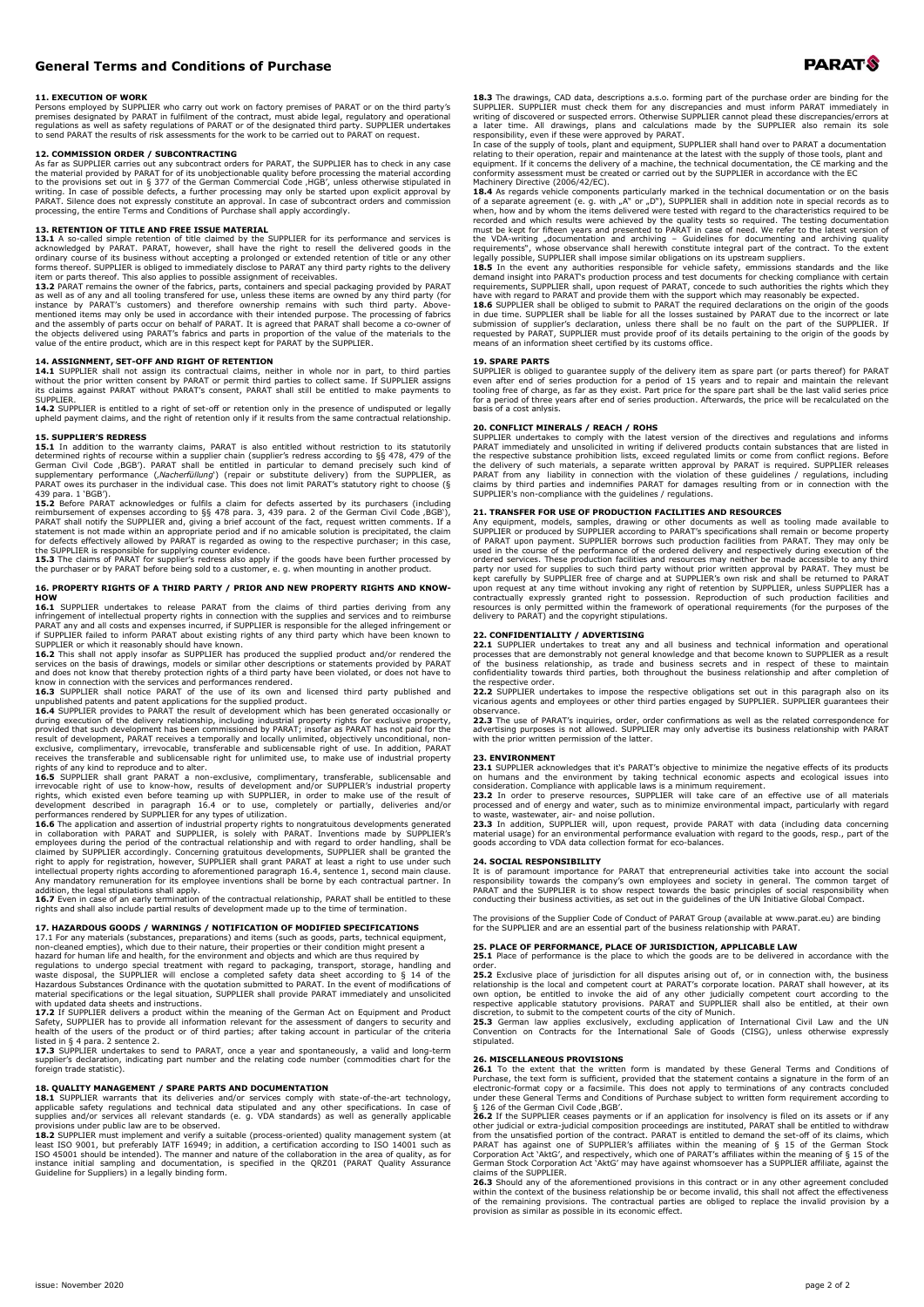# General Terms and Conditions of Purchase

## 11. EXECUTION OF WORK

Persons employed by SUPPLIER who carry out work on factory premises of PARAT or on the third party's premises designated by PARAT in fulfilment of the contract, must abide legal, regulatory and operational regulations as well as safety regulations of PARAT or of the designated third party. SUPPLIER undertakes to send PARAT the results of risk assessments for the work to be carried out to PARAT on request.

## 12. COMMISSION ORDER / SUBCONTRACTING

As far as SUPPLIER carries out any subcontract orders for PARAT, the SUPPLIER has to check in any case the material provided by PARAT for of its unobjectionable quality before processing the material according to the provisions set out in § 377 of the German Commercial Code ‚HGB', unless otherwise stipulated in writing. In case of possible defects, a further processing may only be started upon explicit approval by PARAT. Silence does not expressly constitute an approval. In case of subcontract orders and commission processing, the entire Terms and Conditions of Purchase shall apply accordingly.

## 13. RETENTION OF TITLE AND FREE ISSUE MATERIAL

**13.1** A so-called simple retention of title claimed by the SUPPLIER for its performance and services is acknowledged by PARAT. PARAT, however, shall have the right to resell the delivered goods in the ordinary course of its business without accepting a prolonged or extended retention of title or any other forms thereof. SUPPLIER is obliged to immediately disclose to PARAT any third party rights to the delivery item or parts thereof. This also applies to possible assignment of receivables.

**13.2** PARAT remains the owner of the fabrics, parts, containers and special packaging provided by PARAT as well as of any and all tooling transfered for use, unless these items are owned by any third party (for instance by PARAT's customers) and therefore ownership remains with such third party. Above-mentioned items may only be used in accordance with their intended purpose. The processing of fabrics and the assembly of parts occur on behalf of PARAT. It is agreed that PARAT shall become a co-owner of the objects delivered using PARAT's fabrics and parts in proportion of the value of the materials to the value of the entire product, which are in this respect kept for PARAT by the SUPPLIER.

## 14. ASSIGNMENT, SET-OFF AND RIGHT OF RETENTION

**14.1** SUPPLIER shall not assign its contractual claims, neither in whole nor in part, to third parties without the prior written consent by PARAT or permit third parties to collect same. If SUPPLIER assigns its claims against PARAT without PARAT's consent, PARAT shall still be entitled to make payments to SUPPLIER.

**14.2** SUPPLIER is entitled to a right of set-off or retention only in the presence of undisputed or legally upheld payment claims, and the right of retention only if it results from the same contractual relationship.

## 15. SUPPLIER'S REDRESS

**15.1** In addition to the warranty claims, PARAT is also entitled without restriction to its statutorily determined rights of recourse within a supplier chain (supplier's redress according to §§ 478, 479 of the German Civil Code ‚BGB'). PARAT shall be entitled in particular to demand precisely such kind of supplementary performance (‚*Nacherfüllung*') (repair or substitute delivery) from the SUPPLIER, as PARAT owes its purchaser in the individual case. This does not limit PARAT's statutory right to choose (§ 439 para. 1 'BGB').

**15.2** Before PARAT acknowledges or fulfils a claim for defects asserted by its purchasers (including reimbursement of expenses according to §§ 478 para. 3, 439 para. 2 of the German Civil Code ‚BGB'), PARAT shall notify the SUPPLIER and, giving a brief account of the fact, request written comments. If a statement is not made within an appropriate period and if no amicable solution is precipitated, the claim for defects effectively allowed by PARAT is regarded as owing to the respective purchaser; in this case, the SUPPLIER is responsible for supplying counter evidence.

**15.3** The claims of PARAT for supplier's redress also apply if the goods have been further processed by the purchaser or by PARAT before being sold to a customer, e. g. when mounting in another product.

## 16. PROPERTY RIGHTS OF A THIRD PARTY / PRIOR AND NEW PROPERTY RIGHTS AND KNOW-HOW

**16.1** SUPPLIER undertakes to release PARAT from the claims of third parties deriving from any infringement of intellectual property rights in connection with the supplies and services and to reimburse PARAT any and all costs and expenses incurred, if SUPPLIER is responsible for the alleged infringement or if SUPPLIER failed to inform PARAT about existing rights of any third party which have been known to SUPPLIER or which it reasonably should have known.

**16.2** This shall not apply insofar as SUPPLIER has produced the supplied product and/or rendered the services on the basis of drawings, models or similar other descriptions or statements provided by PARAT and does not know that thereby protection rights of a third party have been violated, or does not have to know in connection with the services and performances rendered.

**16.3** SUPPLIER shall notice PARAT of the use of its own and licensed third party published and unpublished patents and patent applications for the supplied product.

**16.4** SUPPLIER provides to PARAT the result of development which has been generated occasionally or during execution of the delivery relationship, including industrial property rights for exclusive property, provided that such development has been commissioned by PARAT; insofar as PARAT has not paid for the result of development, PARAT receives a temporally and locally unlimited, objectively unconditional, non-exclusive, complimentary, irrevocable, transferable and sublicensable right of use. In addition, PARAT receives the transferable and sublicensable right for unlimited use, to make use of industrial property rights of any kind to reproduce and to alter.

**16.5** SUPPLIER shall grant PARAT a non-exclusive, complimentary, transferable, sublicensable and irrevocable right of use to know-how, results of development and/or SUPPLIER's industrial property rights, which existed even before teaming up with SUPPLIER, in order to make use of the result of development described in paragraph 16.4 or to use, completely or partially, deliveries and/or performances rendered by SUPPLIER for any types of utilization.

**16.6** The application and assertion of industrial property rights to nongratuitous developments generated in collaboration with PARAT and SUPPLIER, is solely with PARAT. Inventions made by SUPPLIER's employees during the period of the contractual relationship and with regard to order handling, shall be claimed by SUPPLIER accordingly. Concerning gratuitous developments, SUPPLIER shall be granted the right to apply for registration, however, SUPPLIER shall grant PARAT at least a right to use under such intellectual property rights according to aforementioned paragraph 16.4, sentence 1, second main clause. Any mandatory remuneration for its employee inventions shall be borne by each contractual partner. In addition, the legal stipulations shall apply.

**16.7** Even in case of an early termination of the contractual relationship, PARAT shall be entitled to these rights and shall also include partial results of development made up to the time of termination.

## 17. HAZARDOUS GOODS / WARNINGS / NOTIFICATION OF MODIFIED SPECIFICATIONS

17.1 For any materials (substances, preparations) and items (such as goods, parts, technical equipment, non-cleaned empties), which due to their nature, their properties or their condition might present a hazard for human life and health, for the environment and objects and which are thus required by regulations to undergo special treatment with regard to packaging, transport, storage, handling and waste disposal, the SUPPLIER will enclose a completed safety data sheet according to § 14 of the Hazardous Substances Ordinance with the quotation submitted to PARAT. In the event of modifications of material specifications or the legal situation, SUPPLIER shall provide PARAT immediately and unsolicited with updated data sheets and instructions.

**17.2** If SUPPLIER delivers a product within the meaning of the German Act on Equipment and Product Safety, SUPPLIER has to provide all information relevant for the assessment of dangers to security and health of the users of the product or of third parties; after taking account in particular of the criteria listed in § 4 para. 2 sentence 2.

**17.3** SUPPLIER undertakes to send to PARAT, once a year and spontaneously, a valid and long-term supplier's declaration, indicating part number and the relating code number (commodities chart for the foreign trade statistic).

## 18. QUALITY MANAGEMENT / SPARE PARTS AND DOCUMENTATION

**18.1** SUPPLIER warrants that its deliveries and/or services comply with state-of-the-art technology, applicable safety regulations and technical data stipulated and any other specifications. In case of supplies and/or services all relevant standards (e. g. VDA standards) as well as generally applicable provisions under public law are to be observed.

**18.2** SUPPLIER must implement and verify a suitable (process-oriented) quality management system (at least ISO 9001, but preferably IATF 16949; in addition, a certification according to ISO 14001 such as ISO 45001 should be intended). The manner and nature of the collaboration in the area of quality, as for instance initial sampling and documentation, is specified in the QRZ01 (PARAT Quality Assurance Guideline for Suppliers) in a legally binding form.

**18.3** The drawings, CAD data, descriptions a.s.o. forming part of the purchase order are binding for the SUPPLIER. SUPPLIER must check them for any discrepancies and must inform PARAT immediately in writing of discovered or suspected errors. Otherwise SUPPLIER cannot plead these discrepancies/errors at a later time. All drawings, plans and calculations made by the SUPPLIER also remain its sole responsibility, even if these were approved by PARAT.

In case of the supply of tools, plant and equipment, SUPPLIER shall hand over to PARAT a documentation relating to their operation, repair and maintenance at the latest with the supply of those tools, plant and equipment. If it concerns the delivery of a machine, the technical documentation, the CE marking and the conformity assessment must be created or carried out by the SUPPLIER in accordance with the EC Machinery Directive (2006/42/EC).

**18.4** As regards vehicle components particularly marked in the technical documentation or on the basis of a separate agreement (e. g. with „A" or „D"), SUPPLIER shall in addition note in special records as to when, how and by whom the items delivered were tested with regard to the characteristics required to be recorded and which results were achieved by the quality tests so required. The testing documentation must be kept for fifteen years and presented to PARAT in case of need. We refer to the latest version of the VDA-writing „documentation and archiving – Guidelines for documenting and archiving quality requirements", whose observance shall herewith constitute integral part of the contract. To the extent legally possible, SUPPLIER shall impose similar obligations on its upstream suppliers.

**18.5** In the event any authorities responsible for vehicle safety, emissions standards and the like demand insight into PARAT's production process and test documents for checking compliance with certain requirements, SUPPLIER shall, upon request of PARAT, concede to such authorities the rights which they have with regard to PARAT and provide them with the support which may reasonably be expected.

**18.6** SUPPLIER shall be obliged to submit to PARAT the required declarations on the origin of the goods in due time. SUPPLIER shall be liable for all the losses sustained by PARAT due to the incorrect or late submission of supplier's declaration, unless there shall be no fault on the part of the SUPPLIER. If requested by PARAT, SUPPLIER must provide proof of its details pertaining to the origin of the goods by means of an information sheet certified by its customs office.

## 19. SPARE PARTS

SUPPLIER is obliged to guarantee supply of the delivery item as spare part (or parts thereof) for PARAT even after end of series production for a period of 15 years and to repair and maintain the relevant tooling free of charge, as far as they exist. Part price for the spare part shall be the last valid series price for a period of three years after end of series production. Afterwards, the price will be recalculated on the basis of a cost anlysis.

## 20. CONFLICT MINERALS / REACH / ROHS

SUPPLIER undertakes to comply with the latest version of the directives and regulations and informs PARAT immediately and unsolicited in writing if delivered products contain substances that are listed in the respective substance prohibition lists, exceed regulated limits or come from conflict regions. Before the delivery of such materials, a separate written approval by PARAT is required. SUPPLIER releases PARAT from any liability in connection with the violation of these guidelines / regulations, including claims by third parties and indemnifies PARAT for damages resulting from or in connection with the SUPPLIER's non-compliance with the guidelines / regulations.

## 21. TRANSFER FOR USE OF PRODUCTION FACILITIES AND RESOURCES

Any equipment, models, samples, drawing or other documents as well as tooling made available to SUPPLIER or produced by SUPPLIER according to PARAT's specifications shall remain or become property of PARAT upon payment. SUPPLIER borrows such production facilities from PARAT. They may only be used in the course of the performance of the ordered delivery and respectively during execution of the ordered services. These production facilities and resources may neither be made accessible to any third party nor used for supplies to such third party without prior written approval by PARAT. They must be kept carefully by SUPPLIER free of charge and at SUPPLIER's own risk and shall be returned to PARAT upon request at any time without invoking any right of retention by SUPPLIER, unless SUPPLIER has a contractually expressly granted right to possession. Reproduction of such production facilities and resources is only permitted within the framework of operational requirements (for the purposes of the delivery to PARAT) and the copyright stipulations.

## 22. CONFIDENTIALITY / ADVERTISING

**22.1** SUPPLIER undertakes to treat any and all business and technical information and operational processes that are demonstrably not general knowledge and that become known to SUPPLIER as a result of the business relationship, as trade and business secrets and in respect of these to maintain confidentiality towards third parties, both throughout the business relationship and after completion of the respective order.

**22.2** SUPPLIER undertakes to impose the respective obligations set out in this paragraph also on its vicarious agents and employees or other third parties engaged by SUPPLIER. SUPPLIER guarantees their observance.

**22.3** The use of PARAT's inquiries, order, order confirmations as well as the related correspondence for advertising purposes is not allowed. SUPPLIER may only advertise its business relationship with PARAT with the prior written permission of the latter.

## 23. ENVIRONMENT

**23.1** SUPPLIER acknowledges that it's PARAT's objective to minimize the negative effects of its products on humans and the environment by taking technical economic aspects and ecological issues into consideration. Compliance with applicable laws is a minimum requirement.

**23.2** In order to preserve resources, SUPPLIER will take care of an effective use of all materials processed and of energy and water, such as to minimize environmental impact, particularly with regard to waste, wastewater, air- and noise pollution.

**23.3** In addition, SUPPLIER will, upon request, provide PARAT with data (including data concerning material usage) for an environmental performance evaluation with regard to the goods, resp., part of the goods according to VDA data collection format for eco-balances.

## 24. SOCIAL RESPONSIBILITY

It is of paramount importance for PARAT that entrepreneurial activities take into account the social responsibility towards the company's own employees and society in general. The common target of PARAT and the SUPPLIER is to show respect towards the basic principles of social responsibility when conducting their business activities, as set out in the guidelines of the UN Initiative Global Compact.

The provisions of the Supplier Code of Conduct of PARAT Group (available at www.parat.eu) are binding for the SUPPLIER and are an essential part of the business relationship with PARAT.

## 25. PLACE OF PERFORMANCE, PLACE OF JURISDICTION, APPLICABLE LAW

**25.1** Place of performance is the place to which the goods are to be delivered in accordance with the order.

**25.2** Exclusive place of jurisdiction for all disputes arising out of, or in connection with, the business relationship is the local and competent court at PARAT's corporate location. PARAT shall however, at its own option, be entitled to invoke the aid of any other judicially competent court according to the respective applicable statutory provisions. PARAT and SUPPLIER shall also be entitled, at their own discretion, to submit to the competent courts of the city of Munich.

**25.3** German law applies exclusively, excluding application of International Civil Law and the UN Convention on Contracts for the International Sale of Goods (CISG), unless otherwise expressly stipulated.

## 26. MISCELLANEOUS PROVISIONS

**26.1** To the extent that the written form is mandated by these General Terms and Conditions of Purchase, the text form is sufficient, provided that the statement contains a signature in the form of an electronic-format copy or a facsimile. This does not apply to terminations of any contracts concluded under these General Terms and Conditions of Purchase subject to written form requirement according to § 126 of the German Civil Code ‚BGB'.

**26.2** If the SUPPLIER ceases payments or if an application for insolvency is filed on its assets or if any other judicial or extra-judicial composition proceedings are instituted, PARAT shall be entitled to withdraw from the unsatisfied portion of the contract. PARAT is entitled to demand the set-off of its claims, which PARAT has against one of SUPPLIER's affiliates within the meaning of § 15 of the German Stock Corporation Act 'AktG', and respectively, which one of PARAT's affiliates within the meaning of § 15 of the German Stock Corporation Act 'AktG' may have against whomsoever has a SUPPLIER affiliate, against the claims of the SUPPLIER.

**26.3** Should any of the aforementioned provisions in this contract or in any other agreement concluded within the context of the business relationship be or become invalid, this shall not affect the effectiveness of the remaining provisions. The contractual parties are obliged to replace the invalid provision by a provision as similar as possible in its economic effect.

issue: November 2020